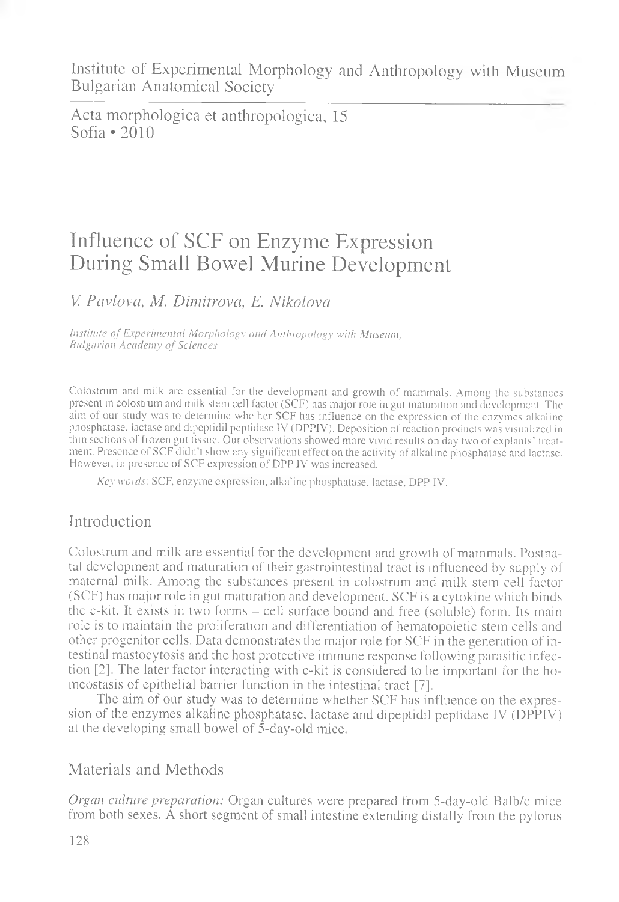Institute of Experimental Morphology and Anthropology with Museum
Bulgarian Anatomical Society

Acta morphologica et anthropologica, 15
Sofia • 2010

# Influence of SCF on Enzyme Expression During Small Bowel Murine Development

*V. Pavlova, M. Dimitrova, E. Nikolova*

*Institute of Experimental Morphology and Anthropology with Museum, Bulgarian Academy of Sciences*

Colostrum and milk are essential for the development and growth of mammals. Among the substances present in colostrum and milk stem cell factor (SCF) has major role in gut maturation and development. The aim of our study was to determine whether SCF has influence on the expression of the enzymes alkaline phosphatase, lactase and dipeptidil peptidase IV (DPPIV). Deposition of reaction products was visualized in thin sections of frozen gut tissue. Our observations showed more vivid results on day two of explants' treatment. Presence of SCF didn't show any significant effect on the activity of alkaline phosphatase and lactase. However, in presence of SCF expression of DPP IV was increased.

*Key words*: SCF, enzyme expression, alkaline phosphatase, lactase, DPP IV.

## Introduction

Colostrum and milk are essential for the development and growth of mammals. Postnatal development and maturation of their gastrointestinal tract is influenced by supply of maternal milk. Among the substances present in colostrum and milk stem cell factor (SCF) has major role in gut maturation and development. SCF is a cytokine which binds the c-kit. It exists in two forms – cell surface bound and free (soluble) form. Its main role is to maintain the proliferation and differentiation of hematopoietic stem cells and other progenitor cells. Data demonstrates the major role for SCF in the generation of intestinal mastocytosis and the host protective immune response following parasitic infection [2]. The later factor interacting with c-kit is considered to be important for the homeostasis of epithelial barrier function in the intestinal tract [7].

The aim of our study was to determine whether SCF has influence on the expression of the enzymes alkaline phosphatase, lactase and dipeptidil peptidase IV (DPPIV) at the developing small bowel of 5-day-old mice.

## Materials and Methods

*Organ culture preparation:* Organ cultures were prepared from 5-day-old Balb/c mice from both sexes. A short segment of small intestine extending distally from the pylorus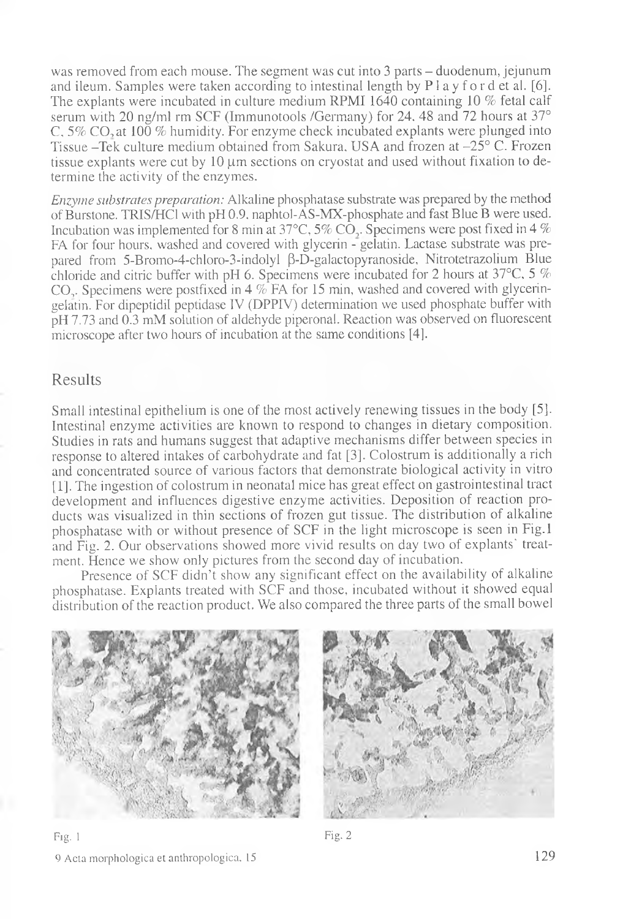was removed from each mouse. The segment was cut into 3 parts – duodenum, jejunum and ileum. Samples were taken according to intestinal length by Playford et al. [6]. The explants were incubated in culture medium RPMI 1640 containing 10 % fetal calf serum with 20 ng/ml rm SCF (Immunotools /Germany) for 24, 48 and 72 hours at 37° C, 5% $CO_2$ at 100 % humidity. For enzyme check incubated explants were plunged into Tissue –Tek culture medium obtained from Sakura, USA and frozen at –25° C. Frozen tissue explants were cut by 10 μm sections on cryostat and used without fixation to determine the activity of the enzymes.

*Enzyme substrates preparation:* Alkaline phosphatase substrate was prepared by the method of Burstone. TRIS/HCl with pH 0.9, naphtol-AS-MX-phosphate and fast Blue B were used. Incubation was implemented for 8 min at 37°C, 5% $CO_2$. Specimens were post fixed in 4 % FA for four hours, washed and covered with glycerin - gelatin. Lactase substrate was prepared from 5-Bromo-4-chloro-3-indolyl β-D-galactopyranoside, Nitrotetrazolium Blue chloride and citric buffer with pH 6. Specimens were incubated for 2 hours at 37°C, 5 % $CO_2$. Specimens were postfixed in 4 % FA for 15 min, washed and covered with glycerin-gelatin. For dipeptidil peptidase IV (DPPIV) determination we used phosphate buffer with pH 7.73 and 0.3 mM solution of aldehyde piperonal. Reaction was observed on fluorescent microscope after two hours of incubation at the same conditions [4].

## Results

Small intestinal epithelium is one of the most actively renewing tissues in the body [5]. Intestinal enzyme activities are known to respond to changes in dietary composition. Studies in rats and humans suggest that adaptive mechanisms differ between species in response to altered intakes of carbohydrate and fat [3]. Colostrum is additionally a rich and concentrated source of various factors that demonstrate biological activity in vitro [1]. The ingestion of colostrum in neonatal mice has great effect on gastrointestinal tract development and influences digestive enzyme activities. Deposition of reaction products was visualized in thin sections of frozen gut tissue. The distribution of alkaline phosphatase with or without presence of SCF in the light microscope is seen in Fig.1 and Fig. 2. Our observations showed more vivid results on day two of explants' treatment. Hence we show only pictures from the second day of incubation.

Presence of SCF didn't show any significant effect on the availability of alkaline phosphatase. Explants treated with SCF and those, incubated without it showed equal distribution of the reaction product. We also compared the three parts of the small bowel

Fig. 1

Fig. 2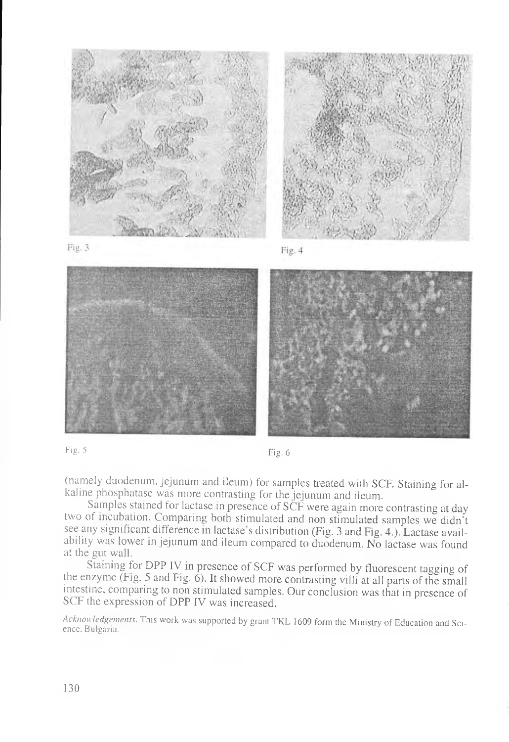Fig. 3

Fig. 4

Fig. 5

Fig. 6

(namely duodenum, jejunum and ileum) for samples treated with SCF. Staining for alkaline phosphatase was more contrasting for the jejunum and ileum.

Samples stained for lactase in presence of SCF were again more contrasting at day two of incubation. Comparing both stimulated and non stimulated samples we didn't see any significant difference in lactase's distribution (Fig. 3 and Fig. 4.). Lactase availability was lower in jejunum and ileum compared to duodenum. No lactase was found at the gut wall.

Staining for DPP IV in presence of SCF was performed by fluorescent tagging of the enzyme (Fig. 5 and Fig. 6). It showed more contrasting villi at all parts of the small intestine, comparing to non stimulated samples. Our conclusion was that in presence of SCF the expression of DPP IV was increased.

*Acknowledgements.* This work was supported by grant TKL 1609 form the Ministry of Education and Science, Bulgaria.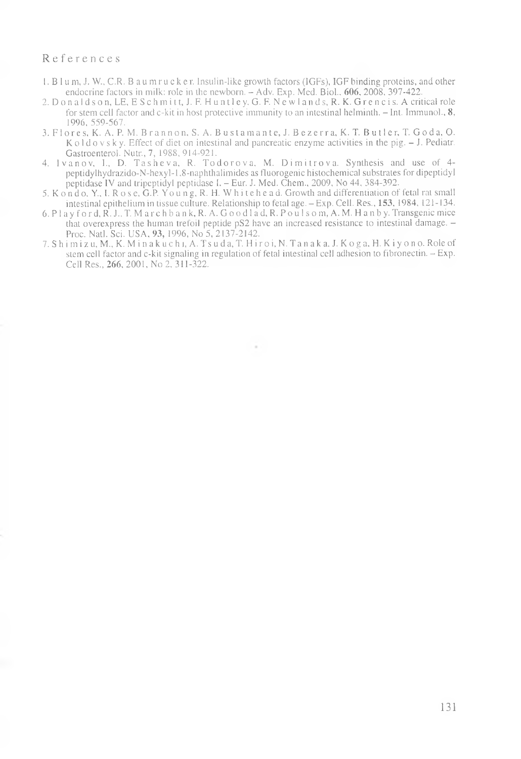## References

1. Blum, J. W., C.R. Baumrucker. Insulin-like growth factors (IGFs), IGF binding proteins, and other endocrine factors in milk: role in the newborn. – Adv. Exp. Med. Biol., **606**, 2008, 397-422.
2. Donaldson, LE, E Schmitt, J. F. Huntley, G. F. Newlands, R. K. Grencis. A critical role for stem cell factor and c-kit in host protective immunity to an intestinal helminth. – Int. Immunol., **8**, 1996, 559-567.
3. Flores, K. A, P. M. Brannon, S. A. Bustamante, J. Bezerra, K. T. Butler, T. Goda, O. Koldovsky. Effect of diet on intestinal and pancreatic enzyme activities in the pig. – J. Pediatr. Gastroenterol. Nutr., **7**, 1988, 914-921.
4. Ivanov, I., D. Tasheva, R. Todorova, M. Dimitrova. Synthesis and use of 4-peptidylhydrazido-N-hexyl-1,8-naphthalimides as fluorogenic histochemical substrates for dipeptidyl peptidase IV and tripeptidyl peptidase I. – Eur. J. Med. Chem., 2009, No 44, 384-392.
5. Kondo, Y., I. Rose, G.P. Young, R. H. Whitehead. Growth and differentiation of fetal rat small intestinal epithelium in tissue culture. Relationship to fetal age. – Exp. Cell. Res., **153**, 1984, 121-134.
6. Playford, R. J., T. Marchbank, R. A. Goodlad, R. Poulsom, A. M. Hanby. Transgenic mice that overexpress the human trefoil peptide pS2 have an increased resistance to intestinal damage. – Proc. Natl. Sci. USA, **93**, 1996, No 5, 2137-2142.
7. Shimizu, M., K. Minakuchi, A. Tsuda, T. Hiroi, N. Tanaka, J. Koga, H. Kiyono. Role of stem cell factor and c-kit signaling in regulation of fetal intestinal cell adhesion to fibronectin. – Exp. Cell Res., **266**, 2001, No 2, 311-322.